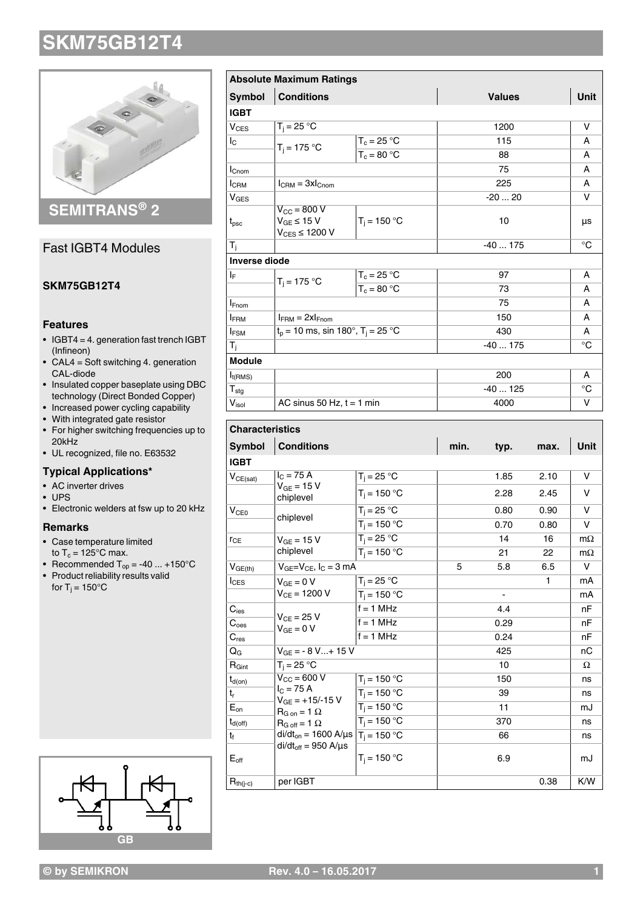# SKM75GB12T4

## SEMITRANS® 2

### Fast IGBT4 Modules

**SKM75GB12T4**

### Features

- IGBT4 = 4. generation fast trench IGBT (Infineon)
- CAL4 = Soft switching 4. generation CAL-diode
- Insulated copper baseplate using DBC technology (Direct Bonded Copper)
- Increased power cycling capability
- With integrated gate resistor
- For higher switching frequencies up to 20kHz
- UL recognized, file no. E63532

### Typical Applications*

- AC inverter drives
- UPS
- Electronic welders at fsw up to 20 kHz

### Remarks

- Case temperature limited to $T_c$ = 125°C max.
- Recommended $T_{op}$ = -40 ... +150°C
- Product reliability results valid for $T_j$ = 150°C

GB

| Absolute Maximum Ratings | | | | |
|---|---|---|---|---|
| **Symbol** | **Conditions** | | **Values** | **Unit** |
| **IGBT** | | | | |
| $V_{CES}$ | $T_j$ = 25 °C | | 1200 | V |
| $I_C$ | $T_j$ = 175 °C | $T_c$ = 25 °C | 115 | A |
| | | $T_c$ = 80 °C | 88 | A |
| $I_{Cnom}$ | | | 75 | A |
| $I_{CRM}$ | $I_{CRM} = 3xI_{Cnom}$ | | 225 | A |
| $V_{GES}$ | | | -20 ... 20 | V |
| $t_{psc}$ | $V_{CC}$ = 800 V<br>$V_{GE} \leq$ 15 V<br>$V_{CES} \leq$ 1200 V | $T_j$ = 150 °C | 10 | µs |
| $T_j$ | | | -40 ... 175 | °C |
| **Inverse diode** | | | | |
| $I_F$ | $T_j$ = 175 °C | $T_c$ = 25 °C | 97 | A |
| | | $T_c$ = 80 °C | 73 | A |
| $I_{Fnom}$ | | | 75 | A |
| $I_{FRM}$ | $I_{FRM} = 2xI_{Fnom}$ | | 150 | A |
| $I_{FSM}$ | $t_p$ = 10 ms, sin 180°, $T_j$ = 25 °C | | 430 | A |
| $T_j$ | | | -40 ... 175 | °C |
| **Module** | | | | |
| $I_{t(RMS)}$ | | | 200 | A |
| $T_{stg}$ | | | -40 ... 125 | °C |
| $V_{isol}$ | AC sinus 50 Hz, t = 1 min | | 4000 | V |

| Characteristics | | | | | | |
|---|---|---|---|---|---|---|
| **Symbol** | **Conditions** | | **min.** | **typ.** | **max.** | **Unit** |
| **IGBT** | | | | | | |
| $V_{CE(sat)}$ | $I_C$ = 75 A<br>$V_{GE}$ = 15 V<br>chiplevel | $T_j$ = 25 °C | | 1.85 | 2.10 | V |
| | | $T_j$ = 150 °C | | 2.28 | 2.45 | V |
| $V_{CE0}$ | chiplevel | $T_j$ = 25 °C | | 0.80 | 0.90 | V |
| | | $T_j$ = 150 °C | | 0.70 | 0.80 | V |
| $r_{CE}$ | $V_{GE}$ = 15 V<br>chiplevel | $T_j$ = 25 °C | | 14 | 16 | mΩ |
| | | $T_j$ = 150 °C | | 21 | 22 | mΩ |
| $V_{GE(th)}$ | $V_{GE}=V_{CE}$, $I_C$ = 3 mA | | 5 | 5.8 | 6.5 | V |
| $I_{CES}$ | $V_{GE}$ = 0 V<br>$V_{CE}$ = 1200 V | $T_j$ = 25 °C | | | 1 | mA |
| | | $T_j$ = 150 °C | | - | | mA |
| $C_{ies}$ | $V_{CE}$ = 25 V<br>$V_{GE}$ = 0 V | f = 1 MHz | | 4.4 | | nF |
| $C_{oes}$ | | f = 1 MHz | | 0.29 | | nF |
| $C_{res}$ | | f = 1 MHz | | 0.24 | | nF |
| $Q_G$ | $V_{GE}$ = - 8 V...+ 15 V | | | 425 | | nC |
| $R_{Gint}$ | $T_j$ = 25 °C | | | 10 | | Ω |
| $t_{d(on)}$ | $V_{CC}$ = 600 V<br>$I_C$ = 75 A<br>$V_{GE}$ = +15/-15 V<br>$R_{G\,on}$ = 1 Ω<br>$R_{G\,off}$ = 1 Ω<br>$di/dt_{on}$ = 1600 A/µs<br>$di/dt_{off}$ = 950 A/µs | $T_j$ = 150 °C | | 150 | | ns |
| $t_r$ | | $T_j$ = 150 °C | | 39 | | ns |
| $E_{on}$ | | $T_j$ = 150 °C | | 11 | | mJ |
| $t_{d(off)}$ | | $T_j$ = 150 °C | | 370 | | ns |
| $t_f$ | | $T_j$ = 150 °C | | 66 | | ns |
| $E_{off}$ | | $T_j$ = 150 °C | | 6.9 | | mJ |
| $R_{th(j-c)}$ | per IGBT | | | | 0.38 | K/W |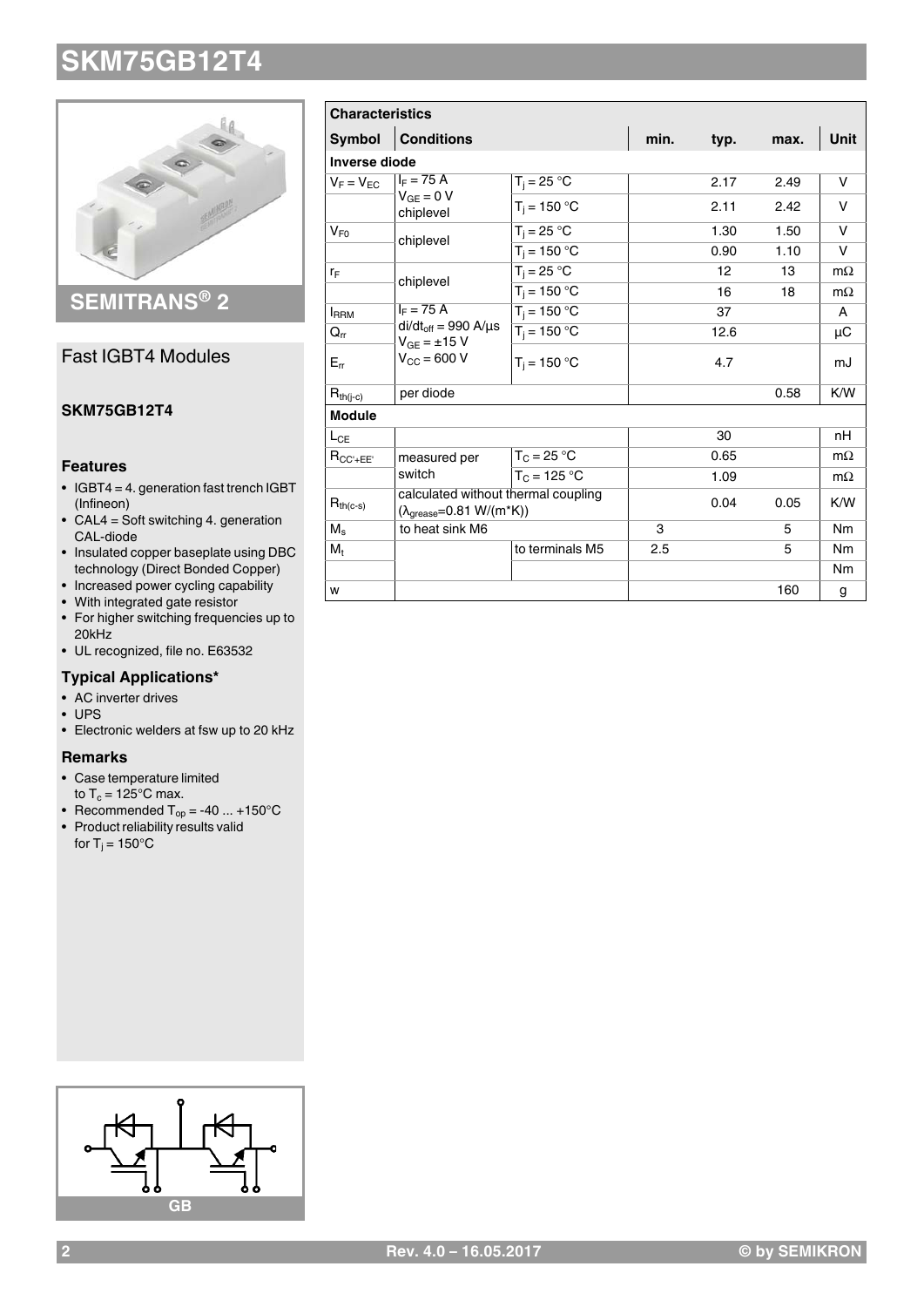# SKM75GB12T4

SEMITRANS® 2

## Fast IGBT4 Modules

**SKM75GB12T4**

### Features

- IGBT4 = 4. generation fast trench IGBT (Infineon)
- CAL4 = Soft switching 4. generation CAL-diode
- Insulated copper baseplate using DBC technology (Direct Bonded Copper)
- Increased power cycling capability
- With integrated gate resistor
- For higher switching frequencies up to 20kHz
- UL recognized, file no. E63532

### Typical Applications*

- AC inverter drives
- UPS
- Electronic welders at fsw up to 20 kHz

### Remarks

- Case temperature limited to $T_c = 125°C$ max.
- Recommended $T_{op}$ = -40 ... +150°C
- Product reliability results valid for $T_j = 150°C$

GB

| **Characteristics** | | | | | | |
|---|---|---|---|---|---|---|
| **Symbol** | **Conditions** | | **min.** | **typ.** | **max.** | **Unit** |
| **Inverse diode** | | | | | | |
| $V_F = V_{EC}$ | $I_F$ = 75 A, $V_{GE}$ = 0 V, chiplevel | $T_j$ = 25 °C | | 2.17 | 2.49 | V |
| | | $T_j$ = 150 °C | | 2.11 | 2.42 | V |
| $V_{F0}$ | chiplevel | $T_j$ = 25 °C | | 1.30 | 1.50 | V |
| | | $T_j$ = 150 °C | | 0.90 | 1.10 | V |
| $r_F$ | chiplevel | $T_j$ = 25 °C | | 12 | 13 | mΩ |
| | | $T_j$ = 150 °C | | 16 | 18 | mΩ |
| $I_{RRM}$ | $I_F$ = 75 A, $di/dt_{off}$ = 990 A/µs, $V_{GE}$ = ±15 V, $V_{CC}$ = 600 V | $T_j$ = 150 °C | | 37 | | A |
| $Q_{rr}$ | | $T_j$ = 150 °C | | 12.6 | | µC |
| $E_{rr}$ | | $T_j$ = 150 °C | | 4.7 | | mJ |
| $R_{th(j-c)}$ | per diode | | | | 0.58 | K/W |
| **Module** | | | | | | |
| $L_{CE}$ | | | | 30 | | nH |
| $R_{CC'+EE'}$ | measured per switch | $T_C$ = 25 °C | | 0.65 | | mΩ |
| | | $T_C$ = 125 °C | | 1.09 | | mΩ |
| $R_{th(c-s)}$ | calculated without thermal coupling ($\lambda_{grease}$=0.81 W/(m*K)) | | | 0.04 | 0.05 | K/W |
| $M_s$ | to heat sink M6 | | 3 | | 5 | Nm |
| $M_t$ | | to terminals M5 | 2.5 | | 5 | Nm |
| | | | | | | Nm |
| w | | | | | 160 | g |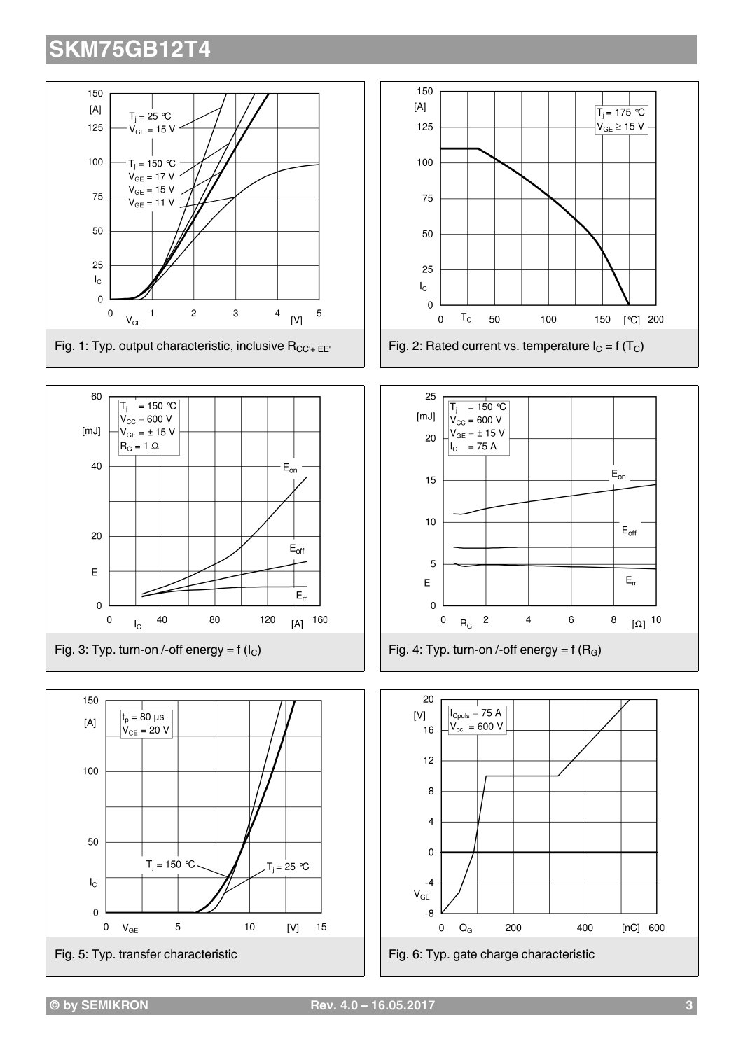Fig. 1: Typ. output characteristic, inclusive $R_{CC'+EE'}$

Fig. 2: Rated current vs. temperature $I_C = f(T_C)$

Fig. 3: Typ. turn-on /-off energy = f ($I_C$)

Fig. 4: Typ. turn-on /-off energy = f ($R_G$)

Fig. 5: Typ. transfer characteristic

Fig. 6: Typ. gate charge characteristic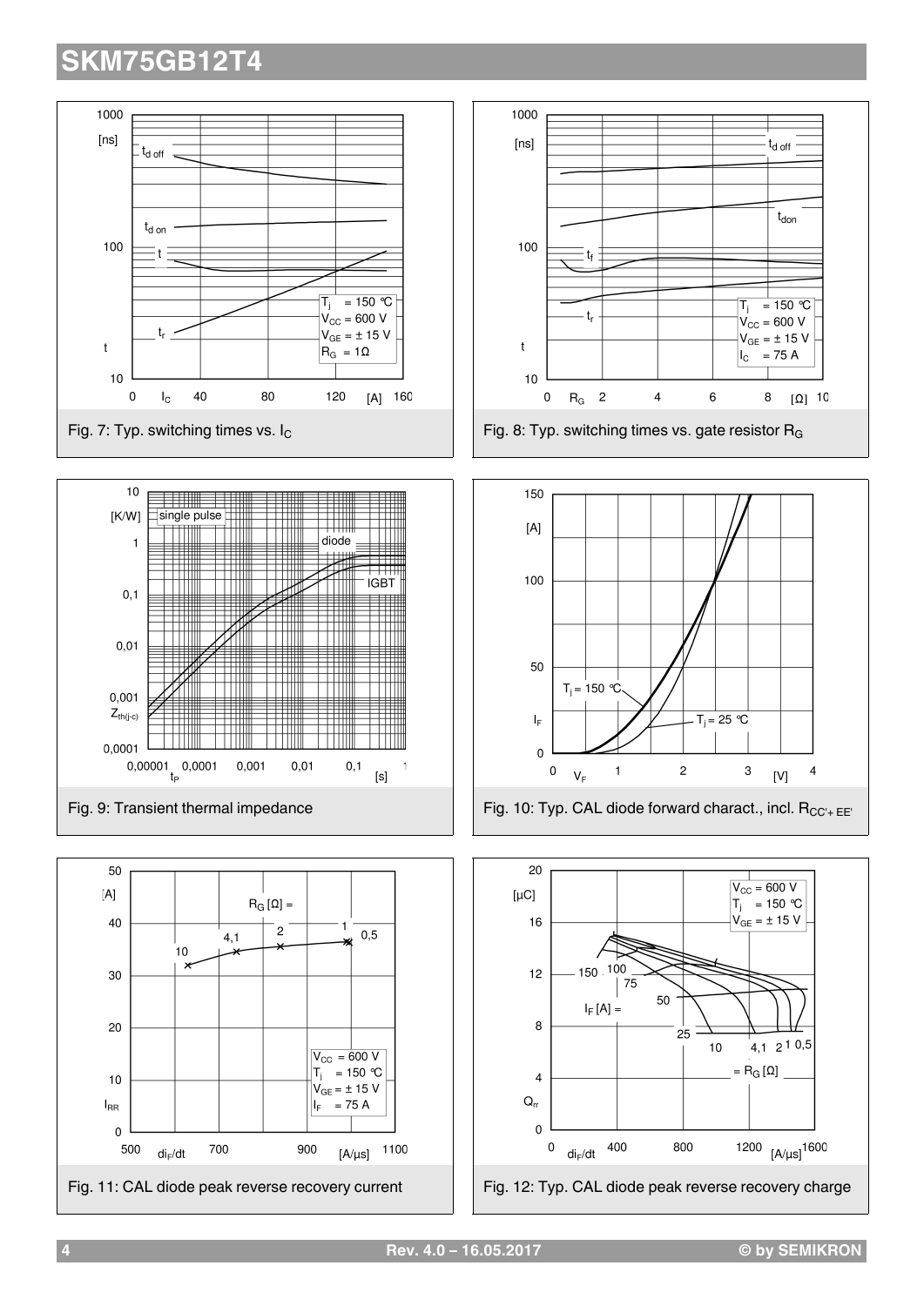Fig. 7: Typ. switching times vs. $I_C$

Fig. 8: Typ. switching times vs. gate resistor $R_G$

Fig. 9: Transient thermal impedance

Fig. 10: Typ. CAL diode forward charact., incl. $R_{CC'+EE'}$

Fig. 11: CAL diode peak reverse recovery current

Fig. 12: Typ. CAL diode peak reverse recovery charge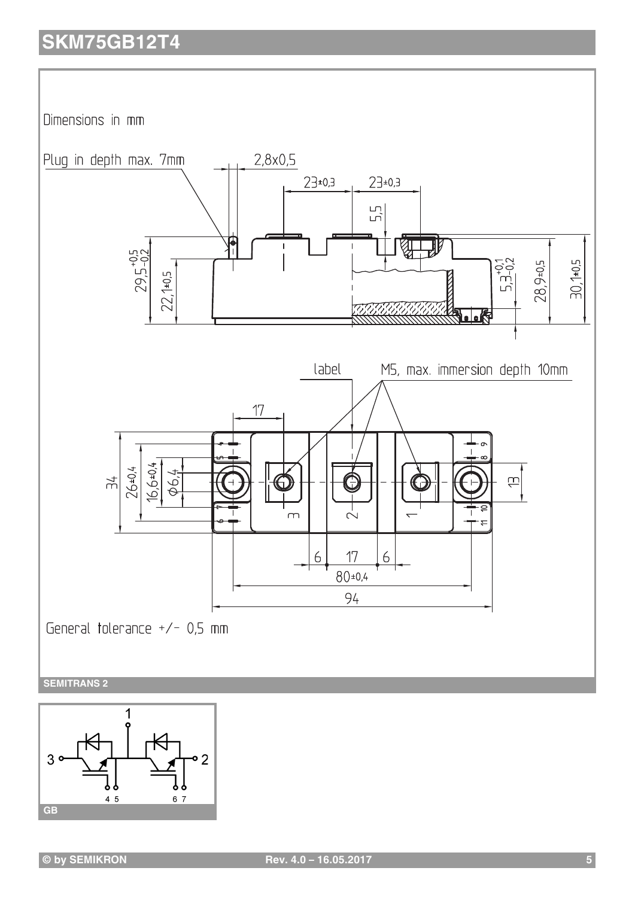Dimensions in mm

Plug in depth max. 7mm

2,8x0,5

23±0,3 23±0,3

5,5

$29{,}5^{+0{,}5}_{-0{,}2}$

22,1±0,5

$5{,}3^{+0{,}1}_{-0{,}2}$

28,9±0,5

30,1±0,5

label

M5, max. immersion depth 10mm

17

34

26±0,4

16,6±0,4

Ø6,4

13

3 2 1

4 5 6 7 8 9 10 11

6 17 6

80±0,4

94

General tolerance +/- 0,5 mm

**SEMITRANS 2**

1

3 2

4 5 6 7

**GB**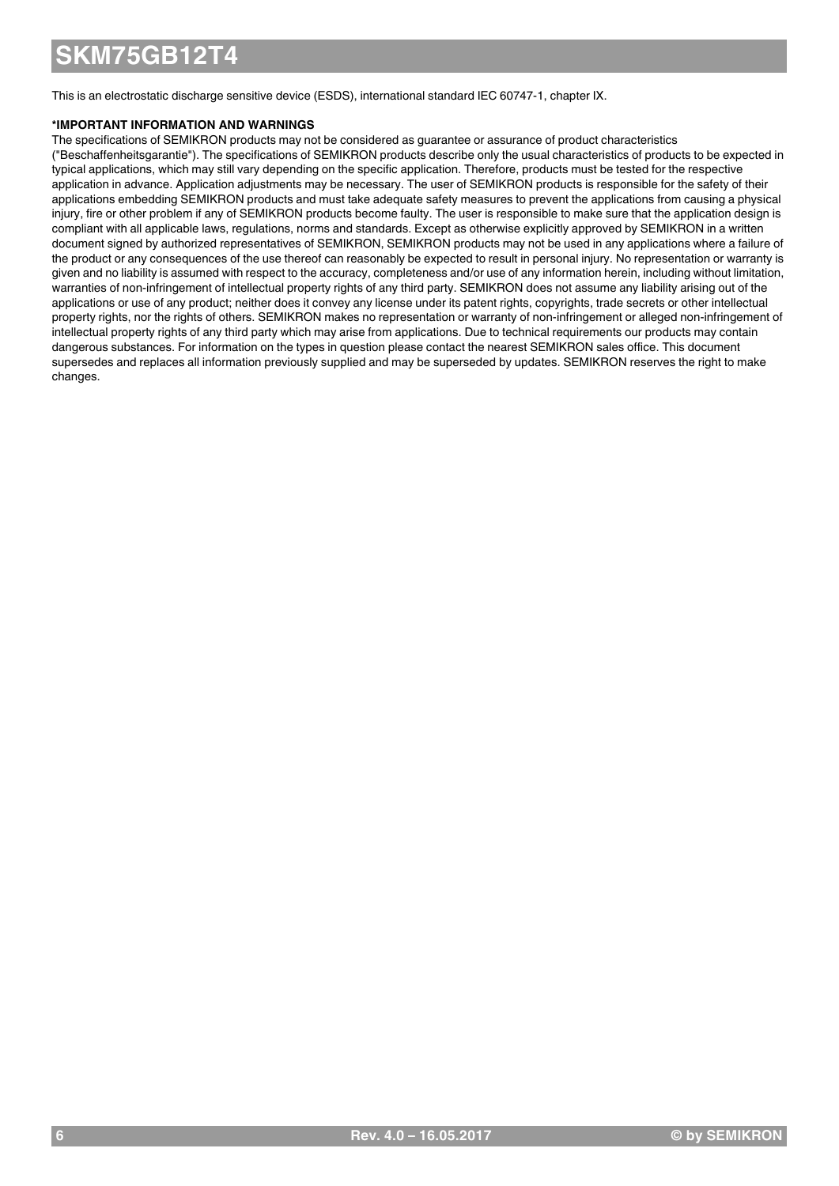This is an electrostatic discharge sensitive device (ESDS), international standard IEC 60747-1, chapter IX.

**\*IMPORTANT INFORMATION AND WARNINGS**

The specifications of SEMIKRON products may not be considered as guarantee or assurance of product characteristics ("Beschaffenheitsgarantie"). The specifications of SEMIKRON products describe only the usual characteristics of products to be expected in typical applications, which may still vary depending on the specific application. Therefore, products must be tested for the respective application in advance. Application adjustments may be necessary. The user of SEMIKRON products is responsible for the safety of their applications embedding SEMIKRON products and must take adequate safety measures to prevent the applications from causing a physical injury, fire or other problem if any of SEMIKRON products become faulty. The user is responsible to make sure that the application design is compliant with all applicable laws, regulations, norms and standards. Except as otherwise explicitly approved by SEMIKRON in a written document signed by authorized representatives of SEMIKRON, SEMIKRON products may not be used in any applications where a failure of the product or any consequences of the use thereof can reasonably be expected to result in personal injury. No representation or warranty is given and no liability is assumed with respect to the accuracy, completeness and/or use of any information herein, including without limitation, warranties of non-infringement of intellectual property rights of any third party. SEMIKRON does not assume any liability arising out of the applications or use of any product; neither does it convey any license under its patent rights, copyrights, trade secrets or other intellectual property rights, nor the rights of others. SEMIKRON makes no representation or warranty of non-infringement or alleged non-infringement of intellectual property rights of any third party which may arise from applications. Due to technical requirements our products may contain dangerous substances. For information on the types in question please contact the nearest SEMIKRON sales office. This document supersedes and replaces all information previously supplied and may be superseded by updates. SEMIKRON reserves the right to make changes.